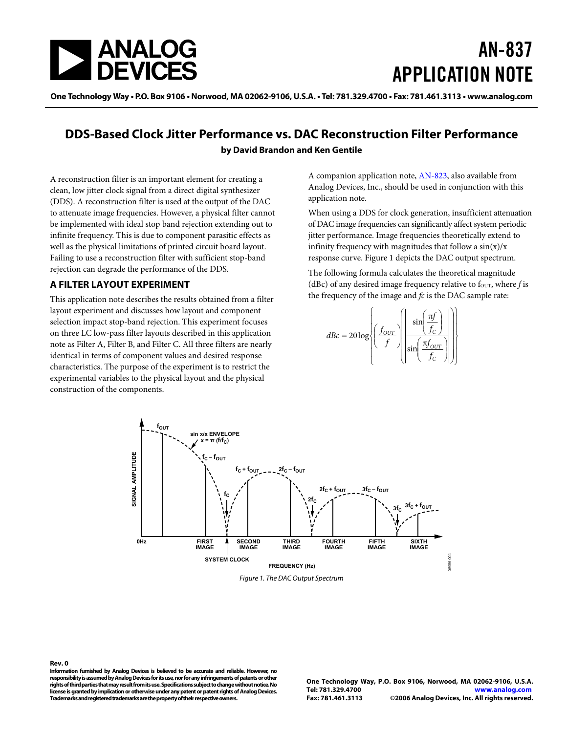# AN-837 APPLICATION NOTE

One Technology Way • P.O. Box 9106 • Norwood, MA 02062-9106, U.S.A. • Tel: 781.329.4700 • Fax: 781.461.3113 • www.analog.com

## DDS-Based Clock Jitter Performance vs. DAC Reconstruction Filter Performance

**by David Brandon and Ken Gentile**

A reconstruction filter is an important element for creating a clean, low jitter clock signal from a direct digital synthesizer (DDS). A reconstruction filter is used at the output of the DAC to attenuate image frequencies. However, a physical filter cannot be implemented with ideal stop band rejection extending out to infinite frequency. This is due to component parasitic effects as well as the physical limitations of printed circuit board layout. Failing to use a reconstruction filter with sufficient stop-band rejection can degrade the performance of the DDS.

### A FILTER LAYOUT EXPERIMENT

This application note describes the results obtained from a filter layout experiment and discusses how layout and component selection impact stop-band rejection. This experiment focuses on three LC low-pass filter layouts described in this application note as Filter A, Filter B, and Filter C. All three filters are nearly identical in terms of component values and desired response characteristics. The purpose of the experiment is to restrict the experimental variables to the physical layout and the physical construction of the components.

A companion application note, AN-823, also available from Analog Devices, Inc., should be used in conjunction with this application note.

When using a DDS for clock generation, insufficient attenuation of DAC image frequencies can significantly affect system periodic jitter performance. Image frequencies theoretically extend to infinity frequency with magnitudes that follow a sin(x)/x response curve. Figure 1 depicts the DAC output spectrum.

The following formula calculates the theoretical magnitude (dBc) of any desired image frequency relative to $f_{OUT}$, where $f$ is the frequency of the image and $f_C$ is the DAC sample rate:

$$dBc = 20\log\left\{\left(\frac{f_{OUT}}{f}\right)\left(\left|\frac{\sin\left(\frac{\pi f}{f_C}\right)}{\sin\left(\frac{\pi f_{OUT}}{f_C}\right)}\right|\right)\right\}$$

Figure 1. The DAC Output Spectrum

Rev. 0

Information furnished by Analog Devices is believed to be accurate and reliable. However, no responsibility is assumed by Analog Devices for its use, nor for any infringements of patents or other rights of third parties that may result from its use. Specifications subject to change without notice. No license is granted by implication or otherwise under any patent or patent rights of Analog Devices. Trademarks and registered trademarks are the property of their respective owners.

One Technology Way, P.O. Box 9106, Norwood, MA 02062-9106, U.S.A.
Tel: 781.329.4700 www.analog.com
Fax: 781.461.3113 ©2006 Analog Devices, Inc. All rights reserved.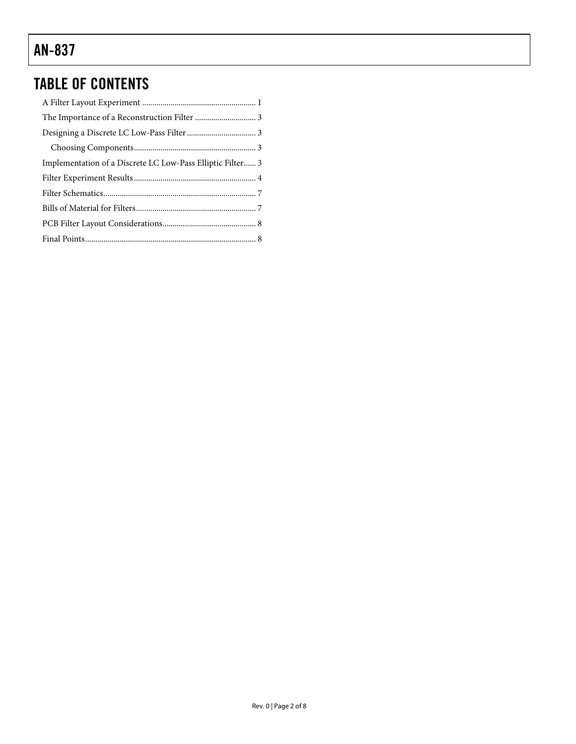## TABLE OF CONTENTS

A Filter Layout Experiment ....................................................... 1

The Importance of a Reconstruction Filter .............................. 3

Designing a Discrete LC Low-Pass Filter.................................. 3

  Choosing Components........................................................... 3

Implementation of a Discrete LC Low-Pass Elliptic Filter...... 3

Filter Experiment Results........................................................... 4

Filter Schematics.......................................................................... 7

Bills of Material for Filters.......................................................... 7

PCB Filter Layout Considerations............................................. 8

Final Points.................................................................................. 8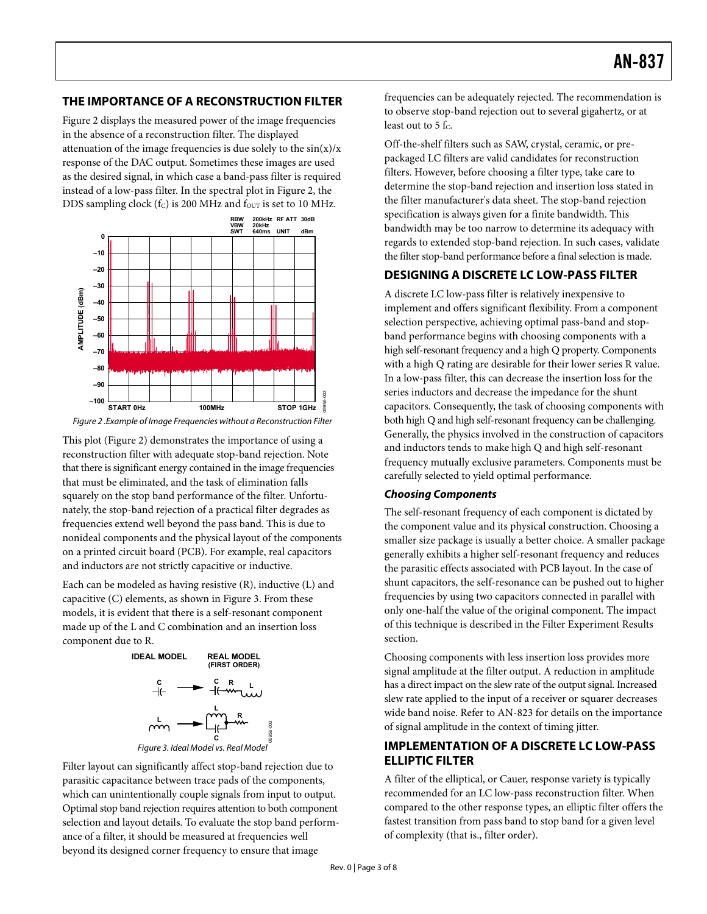## THE IMPORTANCE OF A RECONSTRUCTION FILTER

Figure 2 displays the measured power of the image frequencies in the absence of a reconstruction filter. The displayed attenuation of the image frequencies is due solely to the sin(x)/x response of the DAC output. Sometimes these images are used as the desired signal, in which case a band-pass filter is required instead of a low-pass filter. In the spectral plot in Figure 2, the DDS sampling clock ($f_C$) is 200 MHz and $f_{OUT}$ is set to 10 MHz.

*Figure 2 .Example of Image Frequencies without a Reconstruction Filter*

This plot (Figure 2) demonstrates the importance of using a reconstruction filter with adequate stop-band rejection. Note that there is significant energy contained in the image frequencies that must be eliminated, and the task of elimination falls squarely on the stop band performance of the filter. Unfortunately, the stop-band rejection of a practical filter degrades as frequencies extend well beyond the pass band. This is due to nonideal components and the physical layout of the components on a printed circuit board (PCB). For example, real capacitors and inductors are not strictly capacitive or inductive.

Each can be modeled as having resistive (R), inductive (L) and capacitive (C) elements, as shown in Figure 3. From these models, it is evident that there is a self-resonant component made up of the L and C combination and an insertion loss component due to R.

*Figure 3. Ideal Model vs. Real Model*

Filter layout can significantly affect stop-band rejection due to parasitic capacitance between trace pads of the components, which can unintentionally couple signals from input to output. Optimal stop band rejection requires attention to both component selection and layout details. To evaluate the stop band performance of a filter, it should be measured at frequencies well beyond its designed corner frequency to ensure that image frequencies can be adequately rejected. The recommendation is to observe stop-band rejection out to several gigahertz, or at least out to 5 $f_C$.

Off-the-shelf filters such as SAW, crystal, ceramic, or prepackaged LC filters are valid candidates for reconstruction filters. However, before choosing a filter type, take care to determine the stop-band rejection and insertion loss stated in the filter manufacturer's data sheet. The stop-band rejection specification is always given for a finite bandwidth. This bandwidth may be too narrow to determine its adequacy with regards to extended stop-band rejection. In such cases, validate the filter stop-band performance before a final selection is made.

## DESIGNING A DISCRETE LC LOW-PASS FILTER

A discrete LC low-pass filter is relatively inexpensive to implement and offers significant flexibility. From a component selection perspective, achieving optimal pass-band and stop-band performance begins with choosing components with a high self-resonant frequency and a high Q property. Components with a high Q rating are desirable for their lower series R value. In a low-pass filter, this can decrease the insertion loss for the series inductors and decrease the impedance for the shunt capacitors. Consequently, the task of choosing components with both high Q and high self-resonant frequency can be challenging. Generally, the physics involved in the construction of capacitors and inductors tends to make high Q and high self-resonant frequency mutually exclusive parameters. Components must be carefully selected to yield optimal performance.

### *Choosing Components*

The self-resonant frequency of each component is dictated by the component value and its physical construction. Choosing a smaller size package is usually a better choice. A smaller package generally exhibits a higher self-resonant frequency and reduces the parasitic effects associated with PCB layout. In the case of shunt capacitors, the self-resonance can be pushed out to higher frequencies by using two capacitors connected in parallel with only one-half the value of the original component. The impact of this technique is described in the Filter Experiment Results section.

Choosing components with less insertion loss provides more signal amplitude at the filter output. A reduction in amplitude has a direct impact on the slew rate of the output signal. Increased slew rate applied to the input of a receiver or squarer decreases wide band noise. Refer to AN-823 for details on the importance of signal amplitude in the context of timing jitter.

## IMPLEMENTATION OF A DISCRETE LC LOW-PASS ELLIPTIC FILTER

A filter of the elliptical, or Cauer, response variety is typically recommended for an LC low-pass reconstruction filter. When compared to the other response types, an elliptic filter offers the fastest transition from pass band to stop band for a given level of complexity (that is., filter order).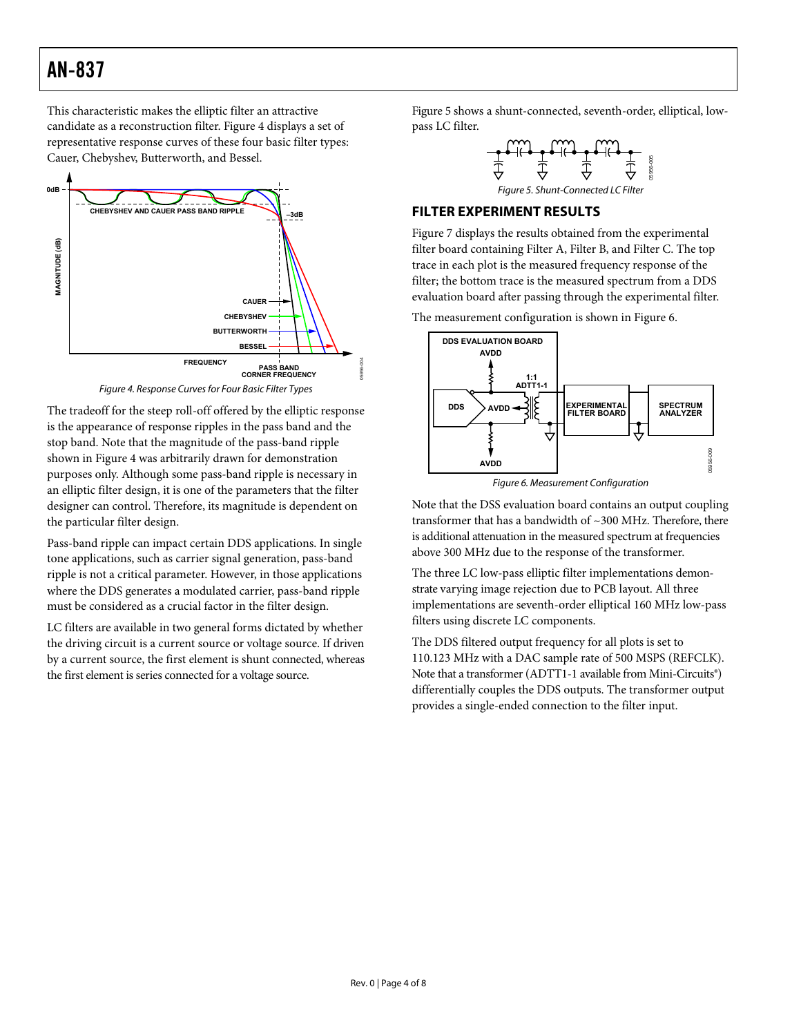This characteristic makes the elliptic filter an attractive candidate as a reconstruction filter. Figure 4 displays a set of representative response curves of these four basic filter types: Cauer, Chebyshev, Butterworth, and Bessel.

Figure 4. Response Curves for Four Basic Filter Types

The tradeoff for the steep roll-off offered by the elliptic response is the appearance of response ripples in the pass band and the stop band. Note that the magnitude of the pass-band ripple shown in Figure 4 was arbitrarily drawn for demonstration purposes only. Although some pass-band ripple is necessary in an elliptic filter design, it is one of the parameters that the filter designer can control. Therefore, its magnitude is dependent on the particular filter design.

Pass-band ripple can impact certain DDS applications. In single tone applications, such as carrier signal generation, pass-band ripple is not a critical parameter. However, in those applications where the DDS generates a modulated carrier, pass-band ripple must be considered as a crucial factor in the filter design.

LC filters are available in two general forms dictated by whether the driving circuit is a current source or voltage source. If driven by a current source, the first element is shunt connected, whereas the first element is series connected for a voltage source.

Figure 5 shows a shunt-connected, seventh-order, elliptical, low-pass LC filter.

Figure 5. Shunt-Connected LC Filter

## FILTER EXPERIMENT RESULTS

Figure 7 displays the results obtained from the experimental filter board containing Filter A, Filter B, and Filter C. The top trace in each plot is the measured frequency response of the filter; the bottom trace is the measured spectrum from a DDS evaluation board after passing through the experimental filter.

The measurement configuration is shown in Figure 6.

Figure 6. Measurement Configuration

Note that the DSS evaluation board contains an output coupling transformer that has a bandwidth of ~300 MHz. Therefore, there is additional attenuation in the measured spectrum at frequencies above 300 MHz due to the response of the transformer.

The three LC low-pass elliptic filter implementations demonstrate varying image rejection due to PCB layout. All three implementations are seventh-order elliptical 160 MHz low-pass filters using discrete LC components.

The DDS filtered output frequency for all plots is set to 110.123 MHz with a DAC sample rate of 500 MSPS (REFCLK). Note that a transformer (ADTT1-1 available from Mini-Circuits®) differentially couples the DDS outputs. The transformer output provides a single-ended connection to the filter input.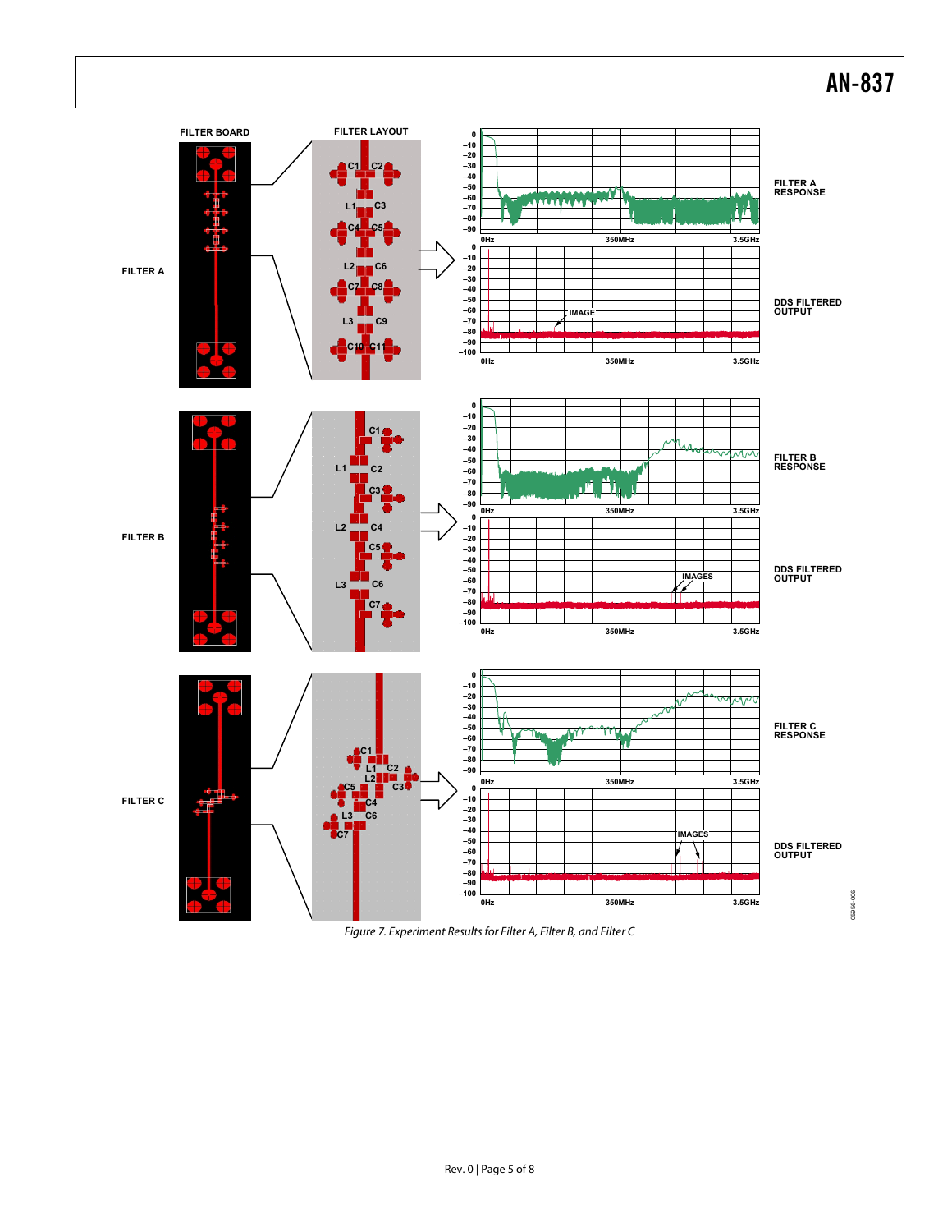Figure 7. Experiment Results for Filter A, Filter B, and Filter C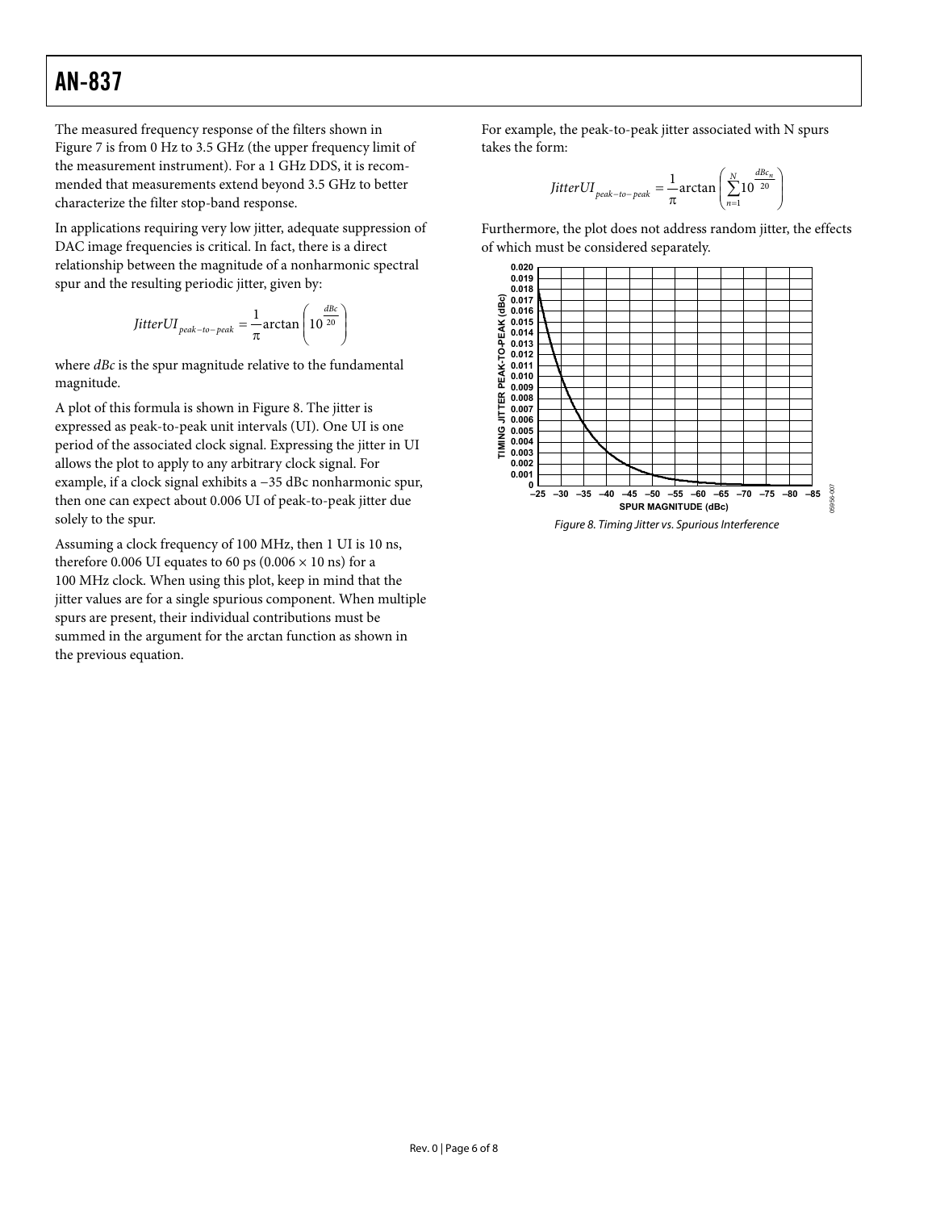The measured frequency response of the filters shown in Figure 7 is from 0 Hz to 3.5 GHz (the upper frequency limit of the measurement instrument). For a 1 GHz DDS, it is recommended that measurements extend beyond 3.5 GHz to better characterize the filter stop-band response.

In applications requiring very low jitter, adequate suppression of DAC image frequencies is critical. In fact, there is a direct relationship between the magnitude of a nonharmonic spectral spur and the resulting periodic jitter, given by:

$$JitterUI_{peak-to-peak} = \frac{1}{\pi}\arctan\left(10^{\frac{dBc}{20}}\right)$$

where *dBc* is the spur magnitude relative to the fundamental magnitude.

A plot of this formula is shown in Figure 8. The jitter is expressed as peak-to-peak unit intervals (UI). One UI is one period of the associated clock signal. Expressing the jitter in UI allows the plot to apply to any arbitrary clock signal. For example, if a clock signal exhibits a −35 dBc nonharmonic spur, then one can expect about 0.006 UI of peak-to-peak jitter due solely to the spur.

Assuming a clock frequency of 100 MHz, then 1 UI is 10 ns, therefore 0.006 UI equates to 60 ps (0.006 × 10 ns) for a 100 MHz clock. When using this plot, keep in mind that the jitter values are for a single spurious component. When multiple spurs are present, their individual contributions must be summed in the argument for the arctan function as shown in the previous equation.

For example, the peak-to-peak jitter associated with N spurs takes the form:

$$JitterUI_{peak-to-peak} = \frac{1}{\pi}\arctan\left(\sum_{n=1}^{N}10^{\frac{dBc_n}{20}}\right)$$

Furthermore, the plot does not address random jitter, the effects of which must be considered separately.

Figure 8. Timing Jitter vs. Spurious Interference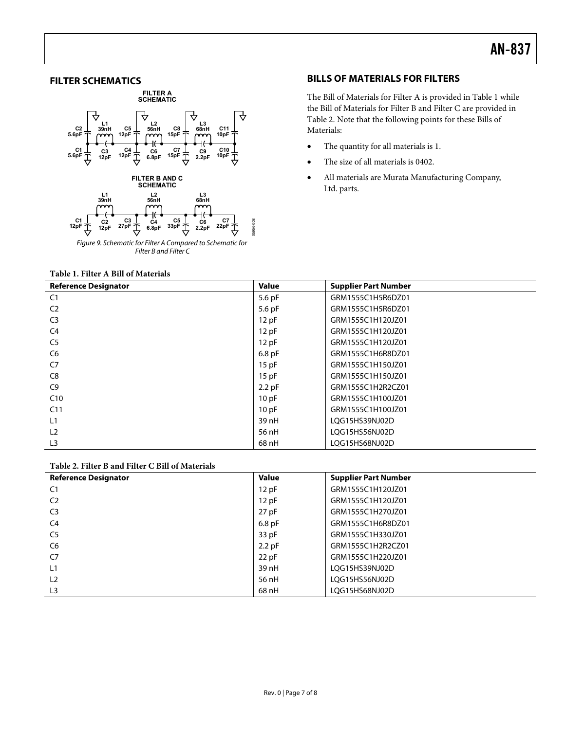## FILTER SCHEMATICS

Figure 9. Schematic for Filter A Compared to Schematic for Filter B and Filter C

## BILLS OF MATERIALS FOR FILTERS

The Bill of Materials for Filter A is provided in Table 1 while the Bill of Materials for Filter B and Filter C are provided in Table 2. Note that the following points for these Bills of Materials:

- The quantity for all materials is 1.
- The size of all materials is 0402.
- All materials are Murata Manufacturing Company, Ltd. parts.

**Table 1. Filter A Bill of Materials**

| Reference Designator | Value | Supplier Part Number |
|---|---|---|
| C1 | 5.6 pF | GRM1555C1H5R6DZ01 |
| C2 | 5.6 pF | GRM1555C1H5R6DZ01 |
| C3 | 12 pF | GRM1555C1H120JZ01 |
| C4 | 12 pF | GRM1555C1H120JZ01 |
| C5 | 12 pF | GRM1555C1H120JZ01 |
| C6 | 6.8 pF | GRM1555C1H6R8DZ01 |
| C7 | 15 pF | GRM1555C1H150JZ01 |
| C8 | 15 pF | GRM1555C1H150JZ01 |
| C9 | 2.2 pF | GRM1555C1H2R2CZ01 |
| C10 | 10 pF | GRM1555C1H100JZ01 |
| C11 | 10 pF | GRM1555C1H100JZ01 |
| L1 | 39 nH | LQG15HS39NJ02D |
| L2 | 56 nH | LQG15HS56NJ02D |
| L3 | 68 nH | LQG15HS68NJ02D |

**Table 2. Filter B and Filter C Bill of Materials**

| Reference Designator | Value | Supplier Part Number |
|---|---|---|
| C1 | 12 pF | GRM1555C1H120JZ01 |
| C2 | 12 pF | GRM1555C1H120JZ01 |
| C3 | 27 pF | GRM1555C1H270JZ01 |
| C4 | 6.8 pF | GRM1555C1H6R8DZ01 |
| C5 | 33 pF | GRM1555C1H330JZ01 |
| C6 | 2.2 pF | GRM1555C1H2R2CZ01 |
| C7 | 22 pF | GRM1555C1H220JZ01 |
| L1 | 39 nH | LQG15HS39NJ02D |
| L2 | 56 nH | LQG15HS56NJ02D |
| L3 | 68 nH | LQG15HS68NJ02D |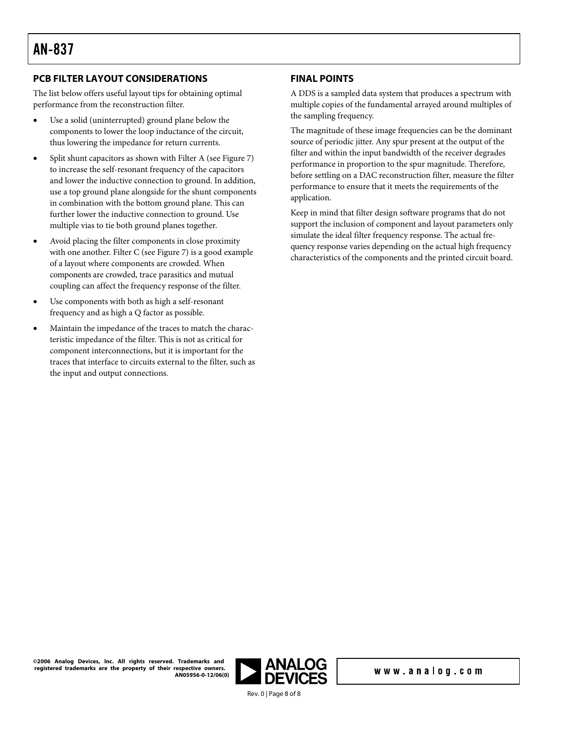## PCB FILTER LAYOUT CONSIDERATIONS

The list below offers useful layout tips for obtaining optimal performance from the reconstruction filter.

- Use a solid (uninterrupted) ground plane below the components to lower the loop inductance of the circuit, thus lowering the impedance for return currents.
- Split shunt capacitors as shown with Filter A (see Figure 7) to increase the self-resonant frequency of the capacitors and lower the inductive connection to ground. In addition, use a top ground plane alongside for the shunt components in combination with the bottom ground plane. This can further lower the inductive connection to ground. Use multiple vias to tie both ground planes together.
- Avoid placing the filter components in close proximity with one another. Filter C (see Figure 7) is a good example of a layout where components are crowded. When components are crowded, trace parasitics and mutual coupling can affect the frequency response of the filter.
- Use components with both as high a self-resonant frequency and as high a Q factor as possible.
- Maintain the impedance of the traces to match the characteristic impedance of the filter. This is not as critical for component interconnections, but it is important for the traces that interface to circuits external to the filter, such as the input and output connections.

## FINAL POINTS

A DDS is a sampled data system that produces a spectrum with multiple copies of the fundamental arrayed around multiples of the sampling frequency.

The magnitude of these image frequencies can be the dominant source of periodic jitter. Any spur present at the output of the filter and within the input bandwidth of the receiver degrades performance in proportion to the spur magnitude. Therefore, before settling on a DAC reconstruction filter, measure the filter performance to ensure that it meets the requirements of the application.

Keep in mind that filter design software programs that do not support the inclusion of component and layout parameters only simulate the ideal filter frequency response. The actual frequency response varies depending on the actual high frequency characteristics of the components and the printed circuit board.

©2006 Analog Devices, Inc. All rights reserved. Trademarks and registered trademarks are the property of their respective owners.
AN05956-0-12/06(0)

www.analog.com